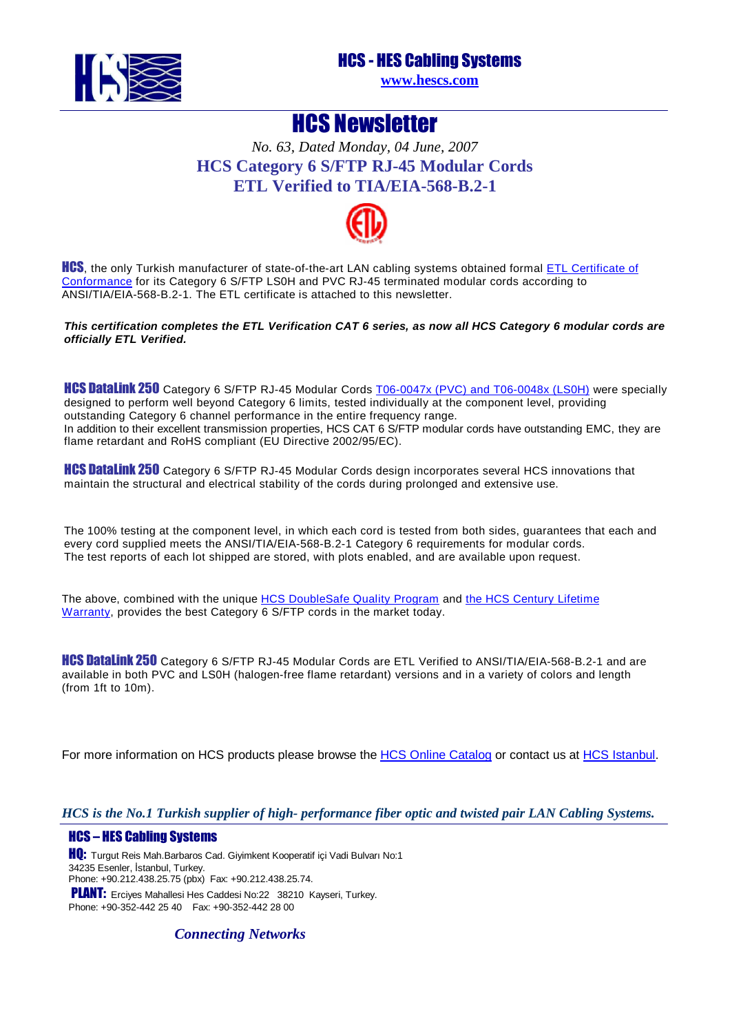HCS - HES Cabling Systems

www.hescs.com

# HCS Newsletter

*No. 63, Dated Monday, 04 June, 2007*

## HCS Category 6 S/FTP RJ-45 Modular Cords ETL Verified to TIA/EIA-568-B.2-1

**HCS**, the only Turkish manufacturer of state-of-the-art LAN cabling systems obtained formal ETL Certificate of Conformance for its Category 6 S/FTP LS0H and PVC RJ-45 terminated modular cords according to ANSI/TIA/EIA-568-B.2-1. The ETL certificate is attached to this newsletter.

***This certification completes the ETL Verification CAT 6 series, as now all HCS Category 6 modular cords are officially ETL Verified.***

**HCS DataLink 250** Category 6 S/FTP RJ-45 Modular Cords T06-0047x (PVC) and T06-0048x (LS0H) were specially designed to perform well beyond Category 6 limits, tested individually at the component level, providing outstanding Category 6 channel performance in the entire frequency range.
In addition to their excellent transmission properties, HCS CAT 6 S/FTP modular cords have outstanding EMC, they are flame retardant and RoHS compliant (EU Directive 2002/95/EC).

**HCS DataLink 250** Category 6 S/FTP RJ-45 Modular Cords design incorporates several HCS innovations that maintain the structural and electrical stability of the cords during prolonged and extensive use.

The 100% testing at the component level, in which each cord is tested from both sides, guarantees that each and every cord supplied meets the ANSI/TIA/EIA-568-B.2-1 Category 6 requirements for modular cords.
The test reports of each lot shipped are stored, with plots enabled, and are available upon request.

The above, combined with the unique HCS DoubleSafe Quality Program and the HCS Century Lifetime Warranty, provides the best Category 6 S/FTP cords in the market today.

**HCS DataLink 250** Category 6 S/FTP RJ-45 Modular Cords are ETL Verified to ANSI/TIA/EIA-568-B.2-1 and are available in both PVC and LS0H (halogen-free flame retardant) versions and in a variety of colors and length (from 1ft to 10m).

For more information on HCS products please browse the HCS Online Catalog or contact us at HCS Istanbul.

*HCS is the No.1 Turkish supplier of high- performance fiber optic and twisted pair LAN Cabling Systems.*

**HCS – HES Cabling Systems**

**HQ:** Turgut Reis Mah.Barbaros Cad. Giyimkent Kooperatif içi Vadi Bulvarı No:1
34235 Esenler, İstanbul, Turkey.
Phone: +90.212.438.25.75 (pbx) Fax: +90.212.438.25.74.

**PLANT:** Erciyes Mahallesi Hes Caddesi No:22 38210 Kayseri, Turkey.
Phone: +90-352-442 25 40 Fax: +90-352-442 28 00

*Connecting Networks*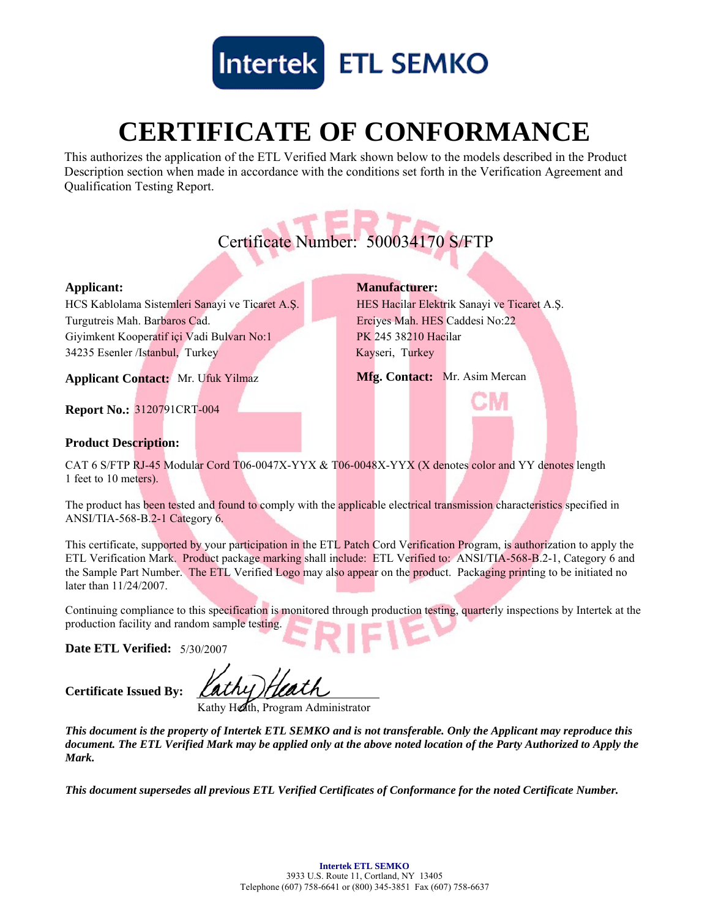Intertek ETL SEMKO

# CERTIFICATE OF CONFORMANCE

This authorizes the application of the ETL Verified Mark shown below to the models described in the Product Description section when made in accordance with the conditions set forth in the Verification Agreement and Qualification Testing Report.

## Certificate Number: 500034170 S/FTP

**Applicant:**
HCS Kablolama Sistemleri Sanayi ve Ticaret A.Ş.
Turgutreis Mah. Barbaros Cad.
Giyimkent Kooperatif içi Vadi Bulvarı No:1
34235 Esenler /Istanbul, Turkey

**Applicant Contact:** Mr. Ufuk Yilmaz

**Manufacturer:**
HES Hacilar Elektrik Sanayi ve Ticaret A.Ş.
Erciyes Mah. HES Caddesi No:22
PK 245 38210 Hacilar
Kayseri, Turkey

**Mfg. Contact:** Mr. Asim Mercan

**Report No.:** 3120791CRT-004

**Product Description:**

CAT 6 S/FTP RJ-45 Modular Cord T06-0047X-YYX & T06-0048X-YYX (X denotes color and YY denotes length 1 feet to 10 meters).

The product has been tested and found to comply with the applicable electrical transmission characteristics specified in ANSI/TIA-568-B.2-1 Category 6.

This certificate, supported by your participation in the ETL Patch Cord Verification Program, is authorization to apply the ETL Verification Mark. Product package marking shall include: ETL Verified to: ANSI/TIA-568-B.2-1, Category 6 and the Sample Part Number. The ETL Verified Logo may also appear on the product. Packaging printing to be initiated no later than 11/24/2007.

Continuing compliance to this specification is monitored through production testing, quarterly inspections by Intertek at the production facility and random sample testing.

**Date ETL Verified:** 5/30/2007

**Certificate Issued By:** Kathy Heath
Kathy Heath, Program Administrator

***This document is the property of Intertek ETL SEMKO and is not transferable. Only the Applicant may reproduce this document. The ETL Verified Mark may be applied only at the above noted location of the Party Authorized to Apply the Mark.***

***This document supersedes all previous ETL Verified Certificates of Conformance for the noted Certificate Number.***

**Intertek ETL SEMKO**
3933 U.S. Route 11, Cortland, NY 13405
Telephone (607) 758-6641 or (800) 345-3851 Fax (607) 758-6637